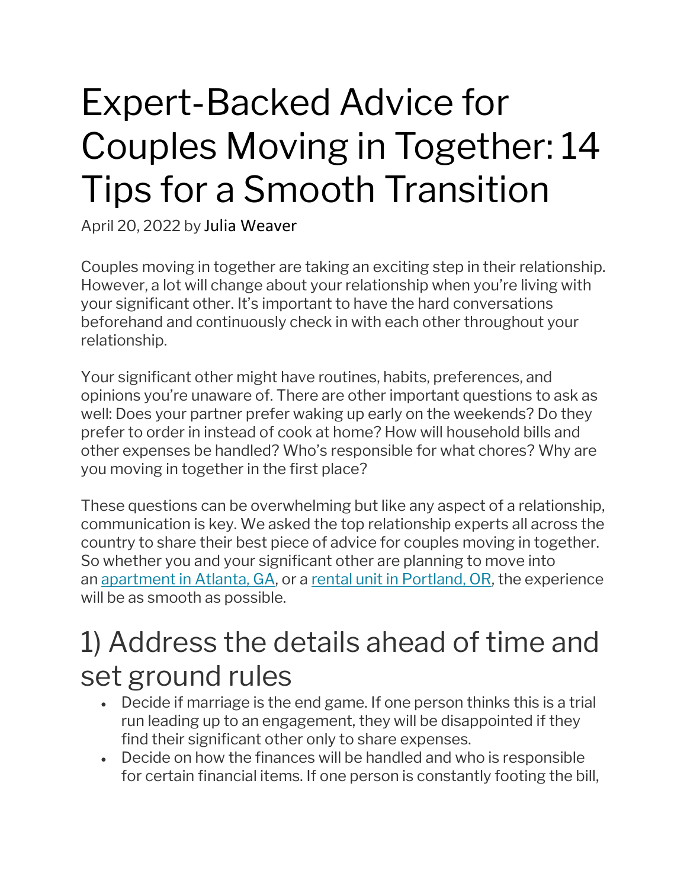# Expert-Backed Advice for Couples Moving in Together: 14 Tips for a Smooth Transition

April 20, 2022 by Julia Weaver

Couples moving in together are taking an exciting step in their relationship. However, a lot will change about your relationship when you're living with your significant other. It's important to have the hard conversations beforehand and continuously check in with each other throughout your relationship.

Your significant other might have routines, habits, preferences, and opinions you're unaware of. There are other important questions to ask as well: Does your partner prefer waking up early on the weekends? Do they prefer to order in instead of cook at home? How will household bills and other expenses be handled? Who's responsible for what chores? Why are you moving in together in the first place?

These questions can be overwhelming but like any aspect of a relationship, communication is key. We asked the top relationship experts all across the country to share their best piece of advice for couples moving in together. So whether you and your significant other are planning to move into an [apartment in Atlanta, GA](), or a [rental unit in Portland, OR](), the experience will be as smooth as possible.

## 1) Address the details ahead of time and set ground rules

- Decide if marriage is the end game. If one person thinks this is a trial run leading up to an engagement, they will be disappointed if they find their significant other only to share expenses.
- Decide on how the finances will be handled and who is responsible for certain financial items. If one person is constantly footing the bill,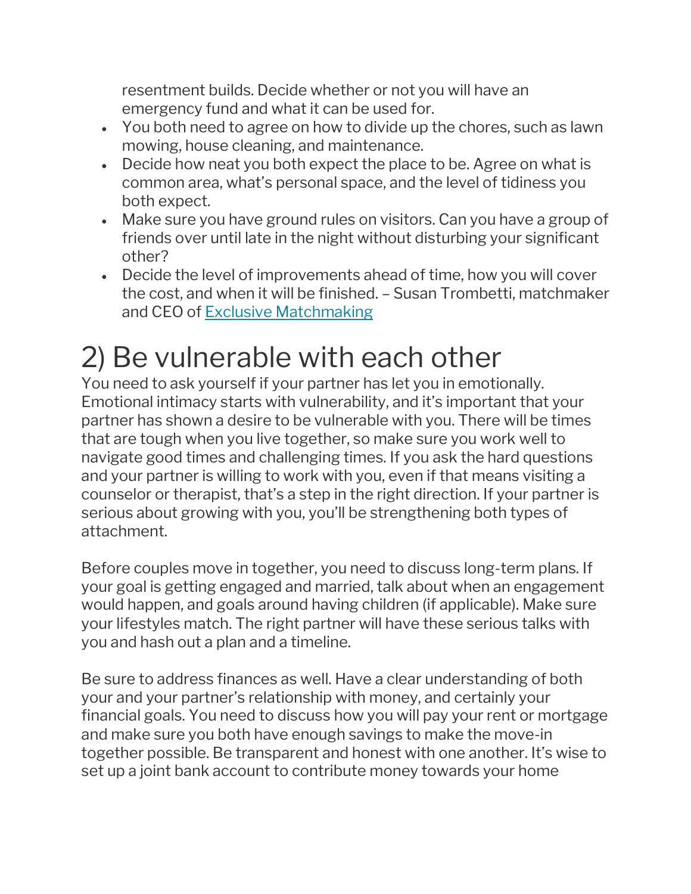resentment builds. Decide whether or not you will have an emergency fund and what it can be used for.

- You both need to agree on how to divide up the chores, such as lawn mowing, house cleaning, and maintenance.
- Decide how neat you both expect the place to be. Agree on what is common area, what's personal space, and the level of tidiness you both expect.
- Make sure you have ground rules on visitors. Can you have a group of friends over until late in the night without disturbing your significant other?
- Decide the level of improvements ahead of time, how you will cover the cost, and when it will be finished. – Susan Trombetti, matchmaker and CEO of [Exclusive Matchmaking]

# 2) Be vulnerable with each other

You need to ask yourself if your partner has let you in emotionally. Emotional intimacy starts with vulnerability, and it's important that your partner has shown a desire to be vulnerable with you. There will be times that are tough when you live together, so make sure you work well to navigate good times and challenging times. If you ask the hard questions and your partner is willing to work with you, even if that means visiting a counselor or therapist, that's a step in the right direction. If your partner is serious about growing with you, you'll be strengthening both types of attachment.

Before couples move in together, you need to discuss long-term plans. If your goal is getting engaged and married, talk about when an engagement would happen, and goals around having children (if applicable). Make sure your lifestyles match. The right partner will have these serious talks with you and hash out a plan and a timeline.

Be sure to address finances as well. Have a clear understanding of both your and your partner's relationship with money, and certainly your financial goals. You need to discuss how you will pay your rent or mortgage and make sure you both have enough savings to make the move-in together possible. Be transparent and honest with one another. It's wise to set up a joint bank account to contribute money towards your home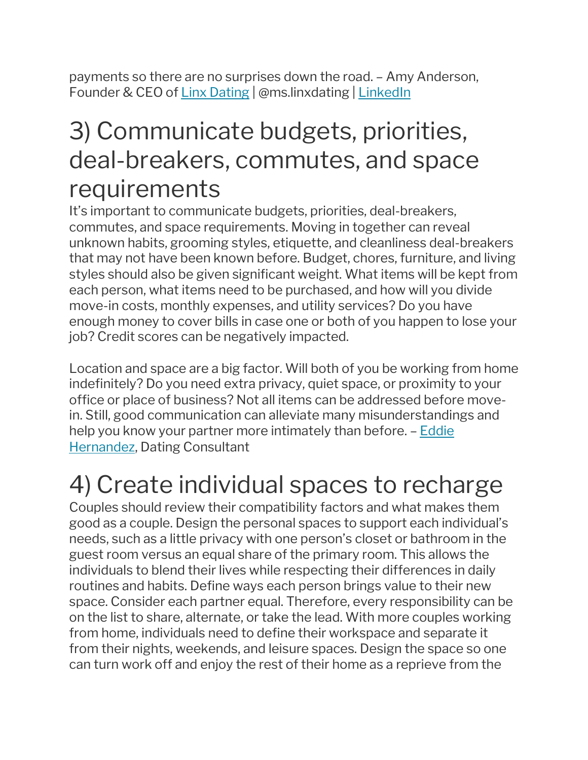payments so there are no surprises down the road. – Amy Anderson, Founder & CEO of [Linx Dating](#) | @ms.linxdating | [LinkedIn](#)

# 3) Communicate budgets, priorities, deal-breakers, commutes, and space requirements

It's important to communicate budgets, priorities, deal-breakers, commutes, and space requirements. Moving in together can reveal unknown habits, grooming styles, etiquette, and cleanliness deal-breakers that may not have been known before. Budget, chores, furniture, and living styles should also be given significant weight. What items will be kept from each person, what items need to be purchased, and how will you divide move-in costs, monthly expenses, and utility services? Do you have enough money to cover bills in case one or both of you happen to lose your job? Credit scores can be negatively impacted.

Location and space are a big factor. Will both of you be working from home indefinitely? Do you need extra privacy, quiet space, or proximity to your office or place of business? Not all items can be addressed before move-in. Still, good communication can alleviate many misunderstandings and help you know your partner more intimately than before. – [Eddie Hernandez](#), Dating Consultant

# 4) Create individual spaces to recharge

Couples should review their compatibility factors and what makes them good as a couple. Design the personal spaces to support each individual's needs, such as a little privacy with one person's closet or bathroom in the guest room versus an equal share of the primary room. This allows the individuals to blend their lives while respecting their differences in daily routines and habits. Define ways each person brings value to their new space. Consider each partner equal. Therefore, every responsibility can be on the list to share, alternate, or take the lead. With more couples working from home, individuals need to define their workspace and separate it from their nights, weekends, and leisure spaces. Design the space so one can turn work off and enjoy the rest of their home as a reprieve from the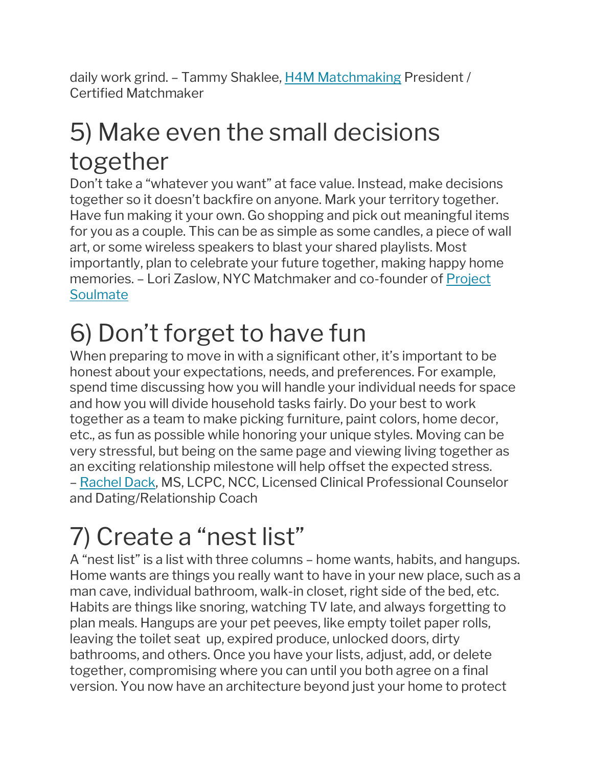daily work grind. – Tammy Shaklee, [H4M Matchmaking] President / Certified Matchmaker

## 5) Make even the small decisions together

Don't take a "whatever you want" at face value. Instead, make decisions together so it doesn't backfire on anyone. Mark your territory together. Have fun making it your own. Go shopping and pick out meaningful items for you as a couple. This can be as simple as some candles, a piece of wall art, or some wireless speakers to blast your shared playlists. Most importantly, plan to celebrate your future together, making happy home memories. – Lori Zaslow, NYC Matchmaker and co-founder of Project Soulmate

## 6) Don't forget to have fun

When preparing to move in with a significant other, it's important to be honest about your expectations, needs, and preferences. For example, spend time discussing how you will handle your individual needs for space and how you will divide household tasks fairly. Do your best to work together as a team to make picking furniture, paint colors, home decor, etc., as fun as possible while honoring your unique styles. Moving can be very stressful, but being on the same page and viewing living together as an exciting relationship milestone will help offset the expected stress. – Rachel Dack, MS, LCPC, NCC, Licensed Clinical Professional Counselor and Dating/Relationship Coach

## 7) Create a "nest list"

A "nest list" is a list with three columns – home wants, habits, and hangups. Home wants are things you really want to have in your new place, such as a man cave, individual bathroom, walk-in closet, right side of the bed, etc. Habits are things like snoring, watching TV late, and always forgetting to plan meals. Hangups are your pet peeves, like empty toilet paper rolls, leaving the toilet seat up, expired produce, unlocked doors, dirty bathrooms, and others. Once you have your lists, adjust, add, or delete together, compromising where you can until you both agree on a final version. You now have an architecture beyond just your home to protect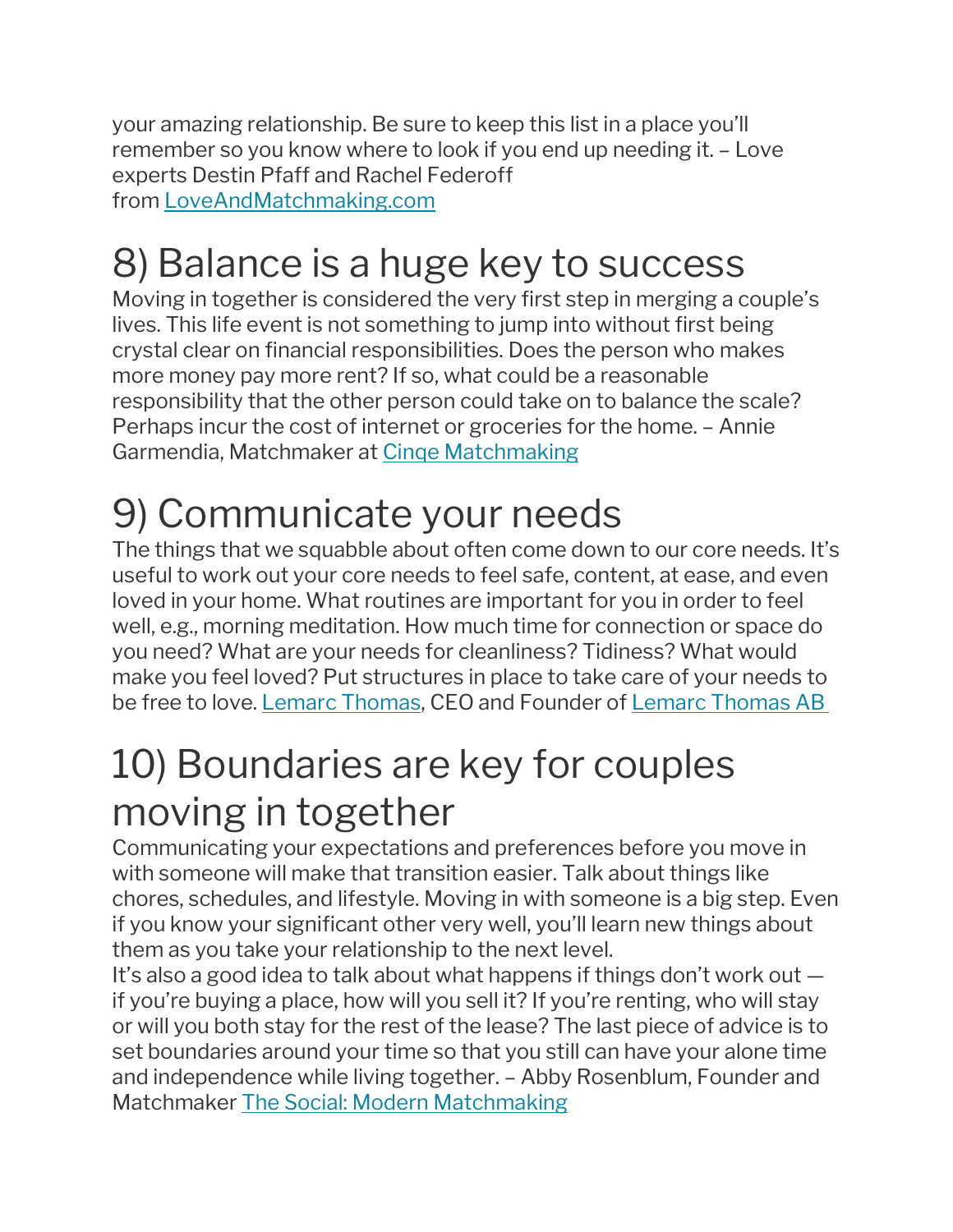your amazing relationship. Be sure to keep this list in a place you'll remember so you know where to look if you end up needing it. – Love experts Destin Pfaff and Rachel Federoff from [LoveAndMatchmaking.com]

## 8) Balance is a huge key to success

Moving in together is considered the very first step in merging a couple's lives. This life event is not something to jump into without first being crystal clear on financial responsibilities. Does the person who makes more money pay more rent? If so, what could be a reasonable responsibility that the other person could take on to balance the scale? Perhaps incur the cost of internet or groceries for the home. – Annie Garmendia, Matchmaker at [Cinqe Matchmaking]

## 9) Communicate your needs

The things that we squabble about often come down to our core needs. It's useful to work out your core needs to feel safe, content, at ease, and even loved in your home. What routines are important for you in order to feel well, e.g., morning meditation. How much time for connection or space do you need? What are your needs for cleanliness? Tidiness? What would make you feel loved? Put structures in place to take care of your needs to be free to love. [Lemarc Thomas], CEO and Founder of [Lemarc Thomas AB]

## 10) Boundaries are key for couples moving in together

Communicating your expectations and preferences before you move in with someone will make that transition easier. Talk about things like chores, schedules, and lifestyle. Moving in with someone is a big step. Even if you know your significant other very well, you'll learn new things about them as you take your relationship to the next level.

It's also a good idea to talk about what happens if things don't work out — if you're buying a place, how will you sell it? If you're renting, who will stay or will you both stay for the rest of the lease? The last piece of advice is to set boundaries around your time so that you still can have your alone time and independence while living together. – Abby Rosenblum, Founder and Matchmaker [The Social: Modern Matchmaking]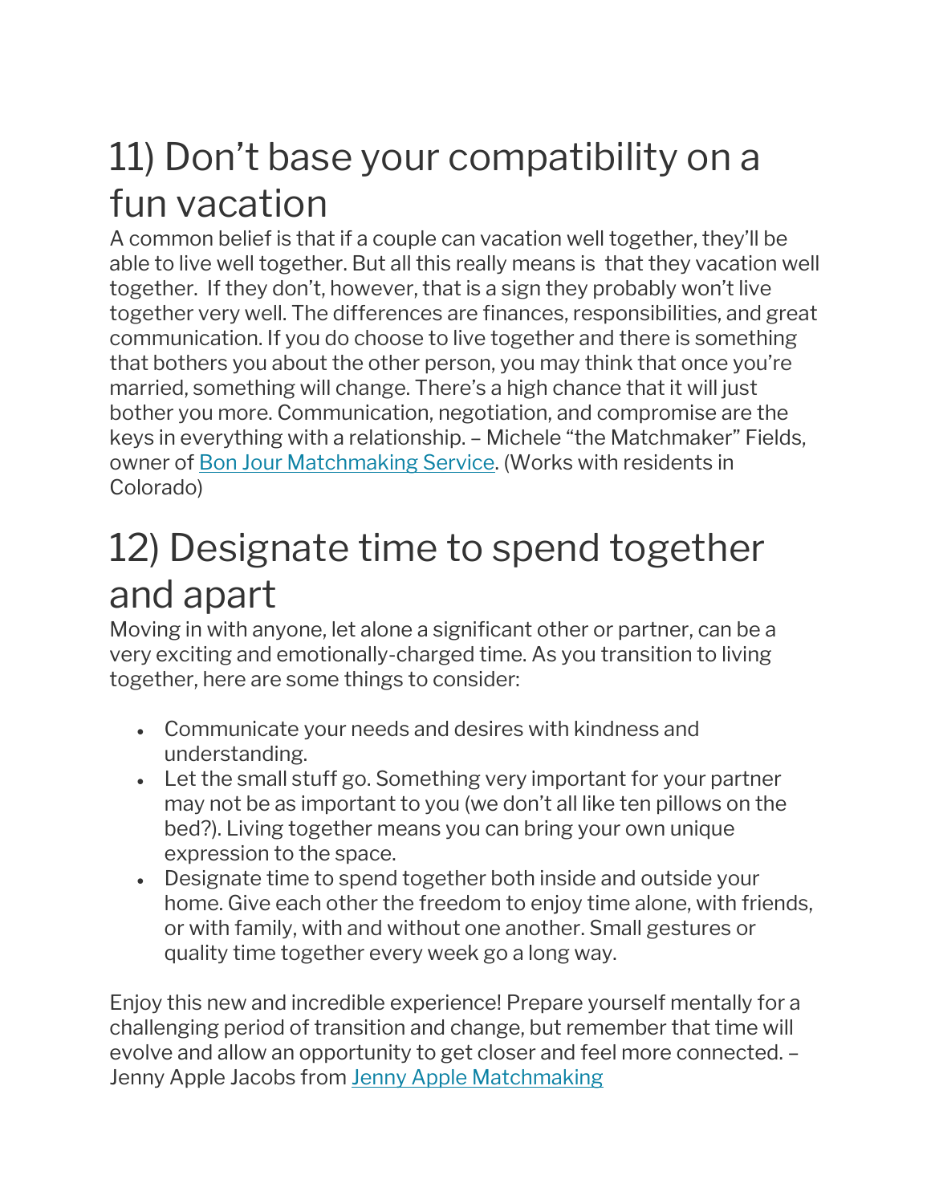## 11) Don't base your compatibility on a fun vacation

A common belief is that if a couple can vacation well together, they'll be able to live well together. But all this really means is that they vacation well together. If they don't, however, that is a sign they probably won't live together very well. The differences are finances, responsibilities, and great communication. If you do choose to live together and there is something that bothers you about the other person, you may think that once you're married, something will change. There's a high chance that it will just bother you more. Communication, negotiation, and compromise are the keys in everything with a relationship. – Michele "the Matchmaker" Fields, owner of Bon Jour Matchmaking Service. (Works with residents in Colorado)

## 12) Designate time to spend together and apart

Moving in with anyone, let alone a significant other or partner, can be a very exciting and emotionally-charged time. As you transition to living together, here are some things to consider:

- Communicate your needs and desires with kindness and understanding.
- Let the small stuff go. Something very important for your partner may not be as important to you (we don't all like ten pillows on the bed?). Living together means you can bring your own unique expression to the space.
- Designate time to spend together both inside and outside your home. Give each other the freedom to enjoy time alone, with friends, or with family, with and without one another. Small gestures or quality time together every week go a long way.

Enjoy this new and incredible experience! Prepare yourself mentally for a challenging period of transition and change, but remember that time will evolve and allow an opportunity to get closer and feel more connected. – Jenny Apple Jacobs from Jenny Apple Matchmaking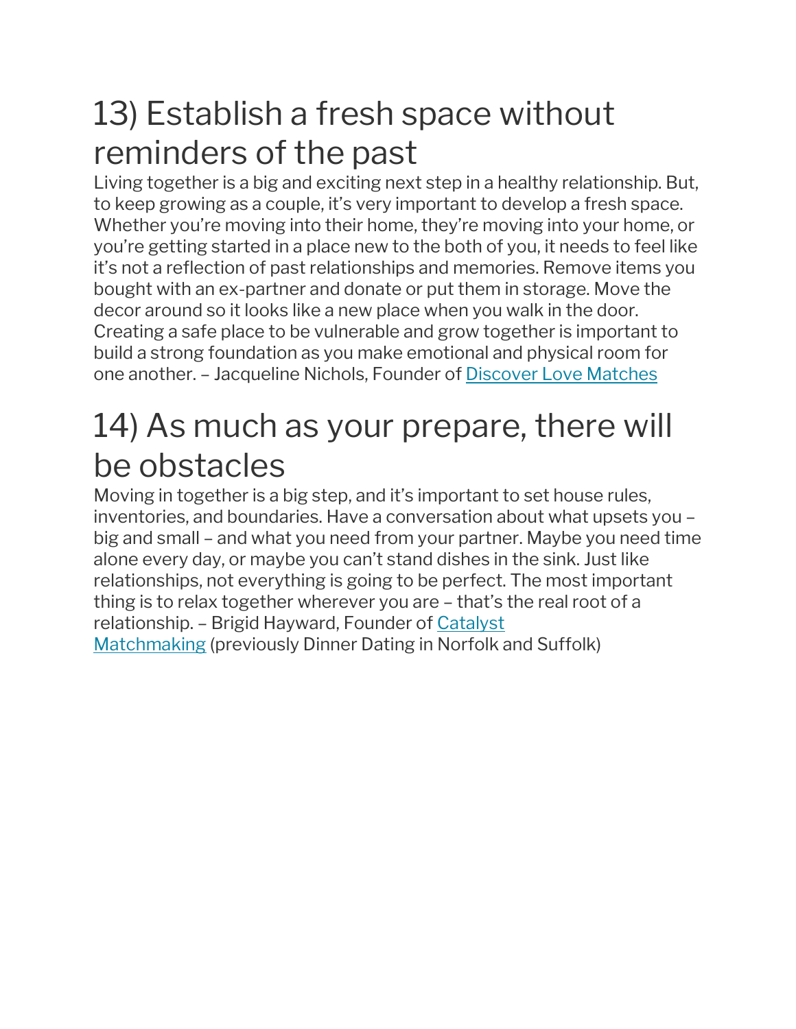## 13) Establish a fresh space without reminders of the past

Living together is a big and exciting next step in a healthy relationship. But, to keep growing as a couple, it's very important to develop a fresh space. Whether you're moving into their home, they're moving into your home, or you're getting started in a place new to the both of you, it needs to feel like it's not a reflection of past relationships and memories. Remove items you bought with an ex-partner and donate or put them in storage. Move the decor around so it looks like a new place when you walk in the door. Creating a safe place to be vulnerable and grow together is important to build a strong foundation as you make emotional and physical room for one another. – Jacqueline Nichols, Founder of Discover Love Matches

## 14) As much as your prepare, there will be obstacles

Moving in together is a big step, and it's important to set house rules, inventories, and boundaries. Have a conversation about what upsets you – big and small – and what you need from your partner. Maybe you need time alone every day, or maybe you can't stand dishes in the sink. Just like relationships, not everything is going to be perfect. The most important thing is to relax together wherever you are – that's the real root of a relationship. – Brigid Hayward, Founder of Catalyst Matchmaking (previously Dinner Dating in Norfolk and Suffolk)